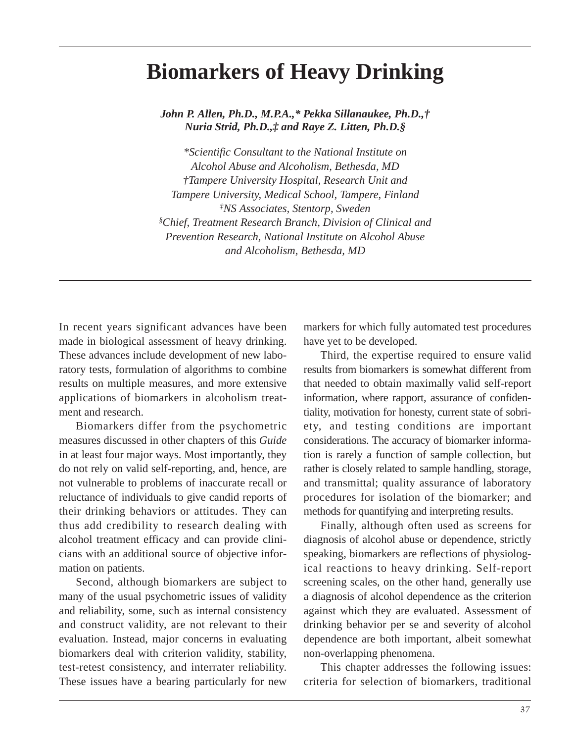# Biomarkers of Heavy Drinking

***John P. Allen, Ph.D., M.P.A.,\* Pekka Sillanaukee, Ph.D.,† Nuria Strid, Ph.D.,‡ and Raye Z. Litten, Ph.D.§***

*\*Scientific Consultant to the National Institute on Alcohol Abuse and Alcoholism, Bethesda, MD*
*†Tampere University Hospital, Research Unit and Tampere University, Medical School, Tampere, Finland*
*‡NS Associates, Stentorp, Sweden*
*§Chief, Treatment Research Branch, Division of Clinical and Prevention Research, National Institute on Alcohol Abuse and Alcoholism, Bethesda, MD*

In recent years significant advances have been made in biological assessment of heavy drinking. These advances include development of new laboratory tests, formulation of algorithms to combine results on multiple measures, and more extensive applications of biomarkers in alcoholism treatment and research.

Biomarkers differ from the psychometric measures discussed in other chapters of this *Guide* in at least four major ways. Most importantly, they do not rely on valid self-reporting, and, hence, are not vulnerable to problems of inaccurate recall or reluctance of individuals to give candid reports of their drinking behaviors or attitudes. They can thus add credibility to research dealing with alcohol treatment efficacy and can provide clinicians with an additional source of objective information on patients.

Second, although biomarkers are subject to many of the usual psychometric issues of validity and reliability, some, such as internal consistency and construct validity, are not relevant to their evaluation. Instead, major concerns in evaluating biomarkers deal with criterion validity, stability, test-retest consistency, and interrater reliability. These issues have a bearing particularly for new markers for which fully automated test procedures have yet to be developed.

Third, the expertise required to ensure valid results from biomarkers is somewhat different from that needed to obtain maximally valid self-report information, where rapport, assurance of confidentiality, motivation for honesty, current state of sobriety, and testing conditions are important considerations. The accuracy of biomarker information is rarely a function of sample collection, but rather is closely related to sample handling, storage, and transmittal; quality assurance of laboratory procedures for isolation of the biomarker; and methods for quantifying and interpreting results.

Finally, although often used as screens for diagnosis of alcohol abuse or dependence, strictly speaking, biomarkers are reflections of physiological reactions to heavy drinking. Self-report screening scales, on the other hand, generally use a diagnosis of alcohol dependence as the criterion against which they are evaluated. Assessment of drinking behavior per se and severity of alcohol dependence are both important, albeit somewhat non-overlapping phenomena.

This chapter addresses the following issues: criteria for selection of biomarkers, traditional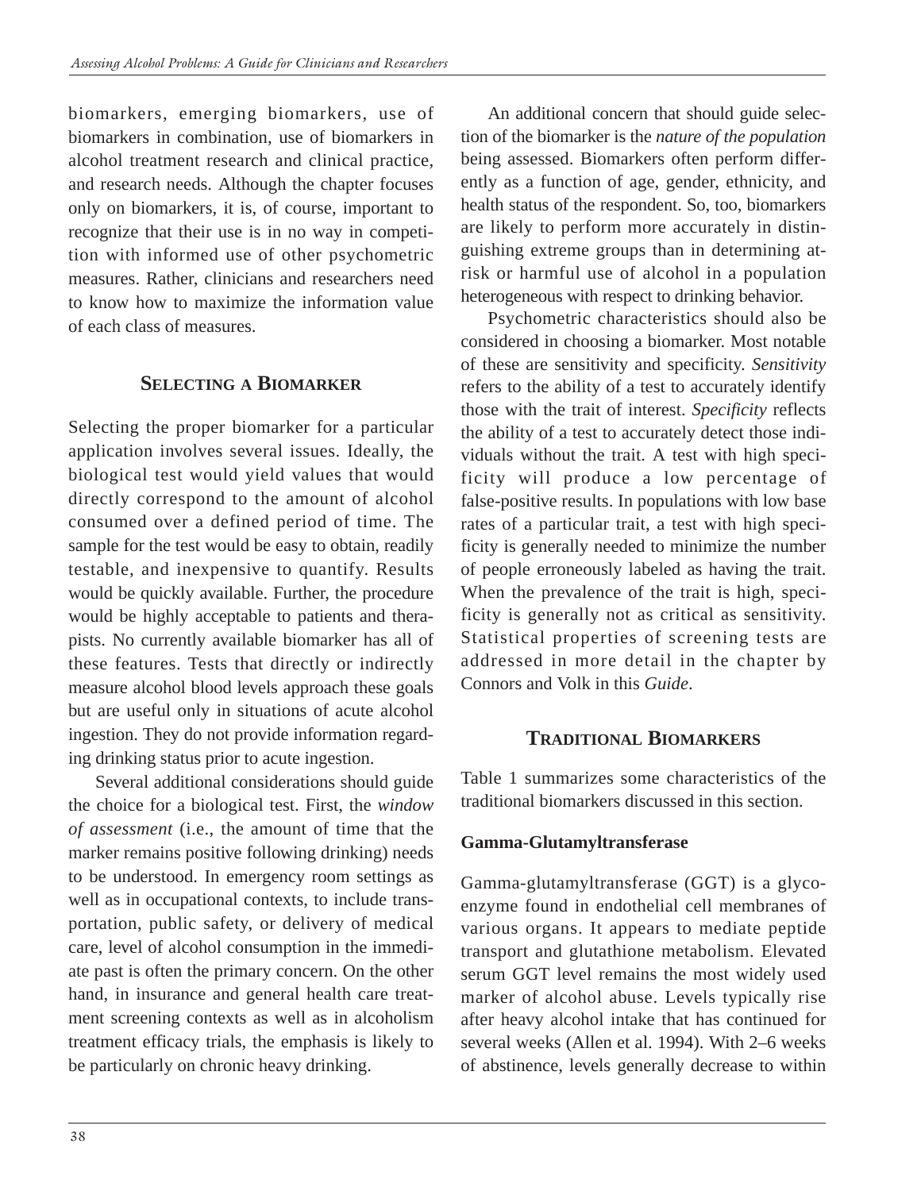biomarkers, emerging biomarkers, use of biomarkers in combination, use of biomarkers in alcohol treatment research and clinical practice, and research needs. Although the chapter focuses only on biomarkers, it is, of course, important to recognize that their use is in no way in competition with informed use of other psychometric measures. Rather, clinicians and researchers need to know how to maximize the information value of each class of measures.

## SELECTING A BIOMARKER

Selecting the proper biomarker for a particular application involves several issues. Ideally, the biological test would yield values that would directly correspond to the amount of alcohol consumed over a defined period of time. The sample for the test would be easy to obtain, readily testable, and inexpensive to quantify. Results would be quickly available. Further, the procedure would be highly acceptable to patients and therapists. No currently available biomarker has all of these features. Tests that directly or indirectly measure alcohol blood levels approach these goals but are useful only in situations of acute alcohol ingestion. They do not provide information regarding drinking status prior to acute ingestion.

Several additional considerations should guide the choice for a biological test. First, the *window of assessment* (i.e., the amount of time that the marker remains positive following drinking) needs to be understood. In emergency room settings as well as in occupational contexts, to include transportation, public safety, or delivery of medical care, level of alcohol consumption in the immediate past is often the primary concern. On the other hand, in insurance and general health care treatment screening contexts as well as in alcoholism treatment efficacy trials, the emphasis is likely to be particularly on chronic heavy drinking.

An additional concern that should guide selection of the biomarker is the *nature of the population* being assessed. Biomarkers often perform differently as a function of age, gender, ethnicity, and health status of the respondent. So, too, biomarkers are likely to perform more accurately in distinguishing extreme groups than in determining at-risk or harmful use of alcohol in a population heterogeneous with respect to drinking behavior.

Psychometric characteristics should also be considered in choosing a biomarker. Most notable of these are sensitivity and specificity. *Sensitivity* refers to the ability of a test to accurately identify those with the trait of interest. *Specificity* reflects the ability of a test to accurately detect those individuals without the trait. A test with high specificity will produce a low percentage of false-positive results. In populations with low base rates of a particular trait, a test with high specificity is generally needed to minimize the number of people erroneously labeled as having the trait. When the prevalence of the trait is high, specificity is generally not as critical as sensitivity. Statistical properties of screening tests are addressed in more detail in the chapter by Connors and Volk in this *Guide*.

## TRADITIONAL BIOMARKERS

Table 1 summarizes some characteristics of the traditional biomarkers discussed in this section.

### Gamma-Glutamyltransferase

Gamma-glutamyltransferase (GGT) is a glycoenzyme found in endothelial cell membranes of various organs. It appears to mediate peptide transport and glutathione metabolism. Elevated serum GGT level remains the most widely used marker of alcohol abuse. Levels typically rise after heavy alcohol intake that has continued for several weeks (Allen et al. 1994). With 2–6 weeks of abstinence, levels generally decrease to within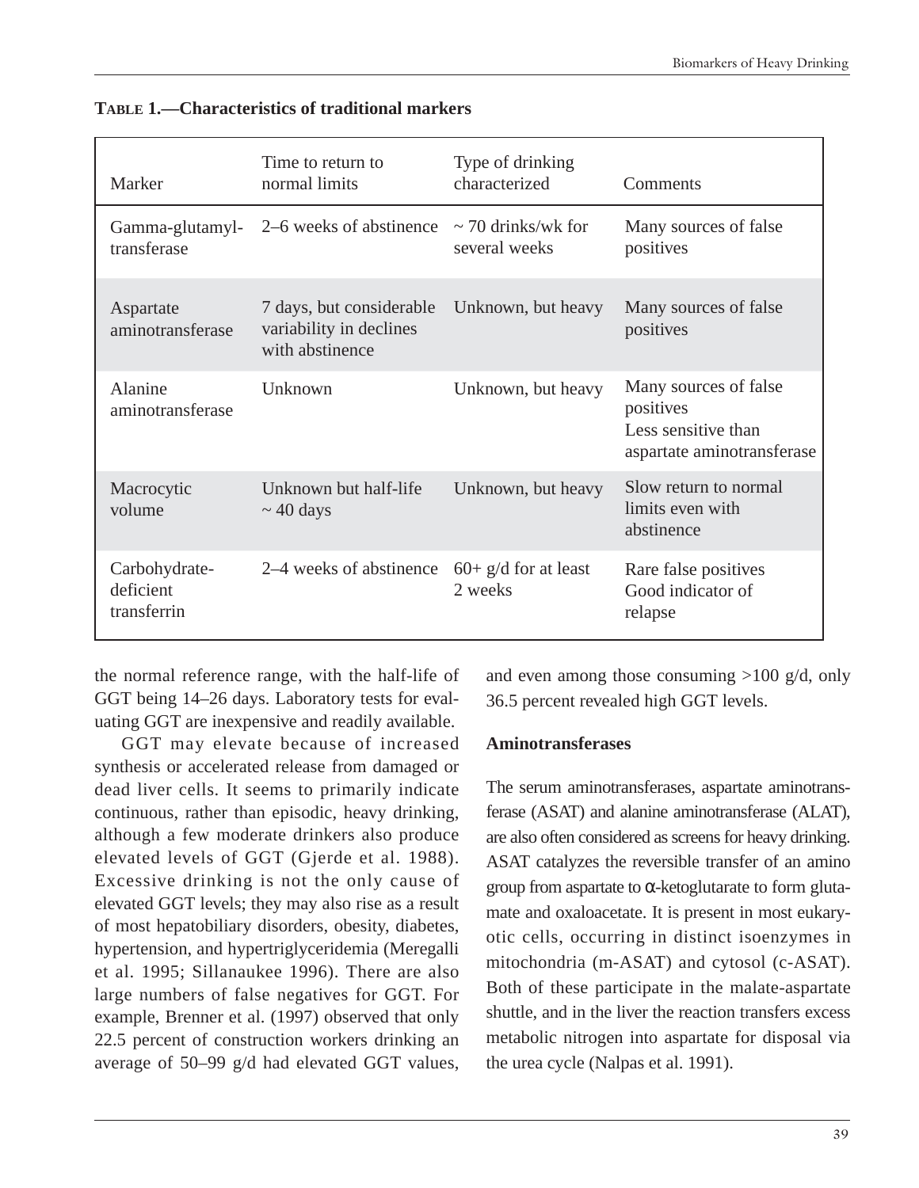**Table 1.—Characteristics of traditional markers**

| Marker | Time to return to normal limits | Type of drinking characterized | Comments |
| --- | --- | --- | --- |
| Gamma-glutamyl-transferase | 2–6 weeks of abstinence | ~ 70 drinks/wk for several weeks | Many sources of false positives |
| Aspartate aminotransferase | 7 days, but considerable variability in declines with abstinence | Unknown, but heavy | Many sources of false positives |
| Alanine aminotransferase | Unknown | Unknown, but heavy | Many sources of false positives<br>Less sensitive than aspartate aminotransferase |
| Macrocytic volume | Unknown but half-life ~ 40 days | Unknown, but heavy | Slow return to normal limits even with abstinence |
| Carbohydrate-deficient transferrin | 2–4 weeks of abstinence | 60+ g/d for at least 2 weeks | Rare false positives<br>Good indicator of relapse |

the normal reference range, with the half-life of GGT being 14–26 days. Laboratory tests for evaluating GGT are inexpensive and readily available.

GGT may elevate because of increased synthesis or accelerated release from damaged or dead liver cells. It seems to primarily indicate continuous, rather than episodic, heavy drinking, although a few moderate drinkers also produce elevated levels of GGT (Gjerde et al. 1988). Excessive drinking is not the only cause of elevated GGT levels; they may also rise as a result of most hepatobiliary disorders, obesity, diabetes, hypertension, and hypertriglyceridemia (Meregalli et al. 1995; Sillanaukee 1996). There are also large numbers of false negatives for GGT. For example, Brenner et al. (1997) observed that only 22.5 percent of construction workers drinking an average of 50–99 g/d had elevated GGT values, and even among those consuming >100 g/d, only 36.5 percent revealed high GGT levels.

### Aminotransferases

The serum aminotransferases, aspartate aminotransferase (ASAT) and alanine aminotransferase (ALAT), are also often considered as screens for heavy drinking. ASAT catalyzes the reversible transfer of an amino group from aspartate to α-ketoglutarate to form glutamate and oxaloacetate. It is present in most eukaryotic cells, occurring in distinct isoenzymes in mitochondria (m-ASAT) and cytosol (c-ASAT). Both of these participate in the malate-aspartate shuttle, and in the liver the reaction transfers excess metabolic nitrogen into aspartate for disposal via the urea cycle (Nalpas et al. 1991).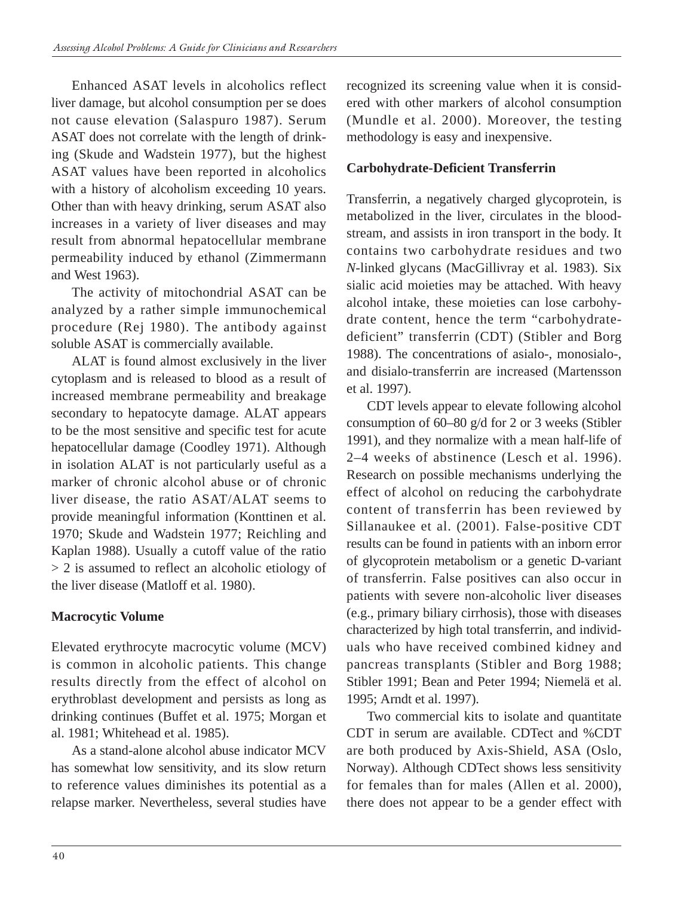Enhanced ASAT levels in alcoholics reflect liver damage, but alcohol consumption per se does not cause elevation (Salaspuro 1987). Serum ASAT does not correlate with the length of drinking (Skude and Wadstein 1977), but the highest ASAT values have been reported in alcoholics with a history of alcoholism exceeding 10 years. Other than with heavy drinking, serum ASAT also increases in a variety of liver diseases and may result from abnormal hepatocellular membrane permeability induced by ethanol (Zimmermann and West 1963).

The activity of mitochondrial ASAT can be analyzed by a rather simple immunochemical procedure (Rej 1980). The antibody against soluble ASAT is commercially available.

ALAT is found almost exclusively in the liver cytoplasm and is released to blood as a result of increased membrane permeability and breakage secondary to hepatocyte damage. ALAT appears to be the most sensitive and specific test for acute hepatocellular damage (Coodley 1971). Although in isolation ALAT is not particularly useful as a marker of chronic alcohol abuse or of chronic liver disease, the ratio ASAT/ALAT seems to provide meaningful information (Konttinen et al. 1970; Skude and Wadstein 1977; Reichling and Kaplan 1988). Usually a cutoff value of the ratio > 2 is assumed to reflect an alcoholic etiology of the liver disease (Matloff et al. 1980).

**Macrocytic Volume**

Elevated erythrocyte macrocytic volume (MCV) is common in alcoholic patients. This change results directly from the effect of alcohol on erythroblast development and persists as long as drinking continues (Buffet et al. 1975; Morgan et al. 1981; Whitehead et al. 1985).

As a stand-alone alcohol abuse indicator MCV has somewhat low sensitivity, and its slow return to reference values diminishes its potential as a relapse marker. Nevertheless, several studies have recognized its screening value when it is considered with other markers of alcohol consumption (Mundle et al. 2000). Moreover, the testing methodology is easy and inexpensive.

**Carbohydrate-Deficient Transferrin**

Transferrin, a negatively charged glycoprotein, is metabolized in the liver, circulates in the bloodstream, and assists in iron transport in the body. It contains two carbohydrate residues and two *N*-linked glycans (MacGillivray et al. 1983). Six sialic acid moieties may be attached. With heavy alcohol intake, these moieties can lose carbohydrate content, hence the term "carbohydrate-deficient" transferrin (CDT) (Stibler and Borg 1988). The concentrations of asialo-, monosialo-, and disialo-transferrin are increased (Martensson et al. 1997).

CDT levels appear to elevate following alcohol consumption of 60–80 g/d for 2 or 3 weeks (Stibler 1991), and they normalize with a mean half-life of 2–4 weeks of abstinence (Lesch et al. 1996). Research on possible mechanisms underlying the effect of alcohol on reducing the carbohydrate content of transferrin has been reviewed by Sillanaukee et al. (2001). False-positive CDT results can be found in patients with an inborn error of glycoprotein metabolism or a genetic D-variant of transferrin. False positives can also occur in patients with severe non-alcoholic liver diseases (e.g., primary biliary cirrhosis), those with diseases characterized by high total transferrin, and individuals who have received combined kidney and pancreas transplants (Stibler and Borg 1988; Stibler 1991; Bean and Peter 1994; Niemelä et al. 1995; Arndt et al. 1997).

Two commercial kits to isolate and quantitate CDT in serum are available. CDTect and %CDT are both produced by Axis-Shield, ASA (Oslo, Norway). Although CDTect shows less sensitivity for females than for males (Allen et al. 2000), there does not appear to be a gender effect with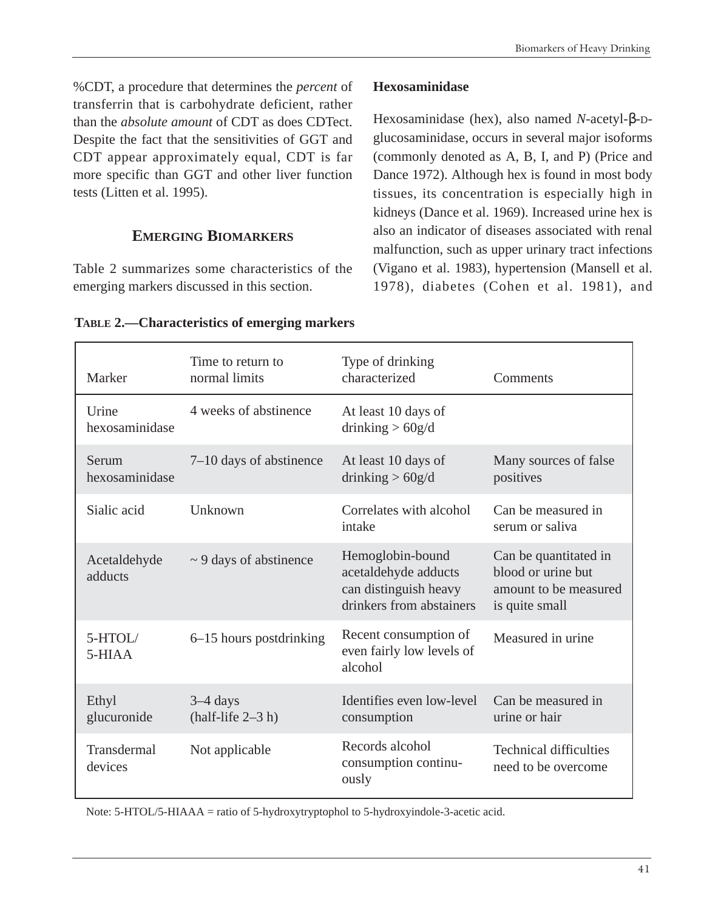%CDT, a procedure that determines the *percent* of transferrin that is carbohydrate deficient, rather than the *absolute amount* of CDT as does CDTect. Despite the fact that the sensitivities of GGT and CDT appear approximately equal, CDT is far more specific than GGT and other liver function tests (Litten et al. 1995).

## Emerging Biomarkers

Table 2 summarizes some characteristics of the emerging markers discussed in this section.

**Table 2.—Characteristics of emerging markers**

| Marker | Time to return to normal limits | Type of drinking characterized | Comments |
|---|---|---|---|
| Urine hexosaminidase | 4 weeks of abstinence | At least 10 days of drinking > 60g/d | |
| Serum hexosaminidase | 7–10 days of abstinence | At least 10 days of drinking > 60g/d | Many sources of false positives |
| Sialic acid | Unknown | Correlates with alcohol intake | Can be measured in serum or saliva |
| Acetaldehyde adducts | ~ 9 days of abstinence | Hemoglobin-bound acetaldehyde adducts can distinguish heavy drinkers from abstainers | Can be quantitated in blood or urine but amount to be measured is quite small |
| 5-HTOL/ 5-HIAA | 6–15 hours postdrinking | Recent consumption of even fairly low levels of alcohol | Measured in urine |
| Ethyl glucuronide | 3–4 days (half-life 2–3 h) | Identifies even low-level consumption | Can be measured in urine or hair |
| Transdermal devices | Not applicable | Records alcohol consumption continuously | Technical difficulties need to be overcome |

Note: 5-HTOL/5-HIAAA = ratio of 5-hydroxytryptophol to 5-hydroxyindole-3-acetic acid.

### Hexosaminidase

Hexosaminidase (hex), also named *N*-acetyl-β-D-glucosaminidase, occurs in several major isoforms (commonly denoted as A, B, I, and P) (Price and Dance 1972). Although hex is found in most body tissues, its concentration is especially high in kidneys (Dance et al. 1969). Increased urine hex is also an indicator of diseases associated with renal malfunction, such as upper urinary tract infections (Vigano et al. 1983), hypertension (Mansell et al. 1978), diabetes (Cohen et al. 1981), and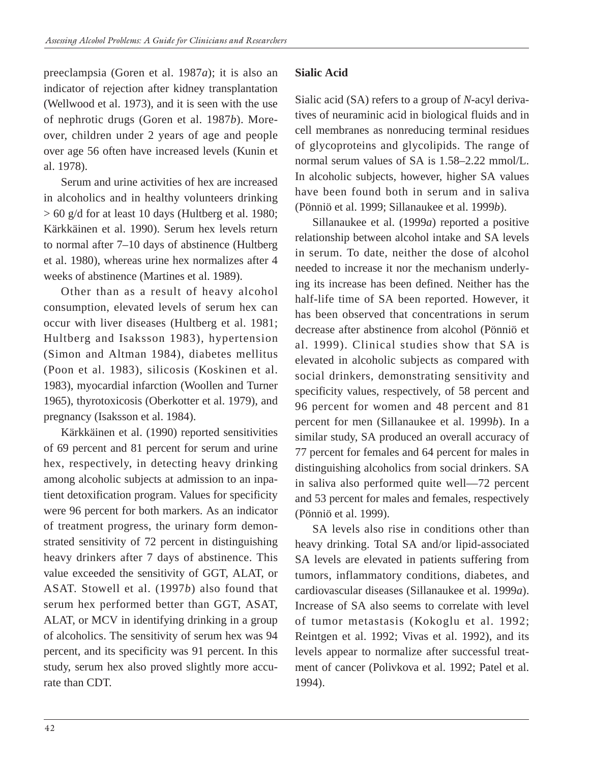preeclampsia (Goren et al. 1987*a*); it is also an indicator of rejection after kidney transplantation (Wellwood et al. 1973), and it is seen with the use of nephrotic drugs (Goren et al. 1987*b*). Moreover, children under 2 years of age and people over age 56 often have increased levels (Kunin et al. 1978).

Serum and urine activities of hex are increased in alcoholics and in healthy volunteers drinking > 60 g/d for at least 10 days (Hultberg et al. 1980; Kärkkäinen et al. 1990). Serum hex levels return to normal after 7–10 days of abstinence (Hultberg et al. 1980), whereas urine hex normalizes after 4 weeks of abstinence (Martines et al. 1989).

Other than as a result of heavy alcohol consumption, elevated levels of serum hex can occur with liver diseases (Hultberg et al. 1981; Hultberg and Isaksson 1983), hypertension (Simon and Altman 1984), diabetes mellitus (Poon et al. 1983), silicosis (Koskinen et al. 1983), myocardial infarction (Woollen and Turner 1965), thyrotoxicosis (Oberkotter et al. 1979), and pregnancy (Isaksson et al. 1984).

Kärkkäinen et al. (1990) reported sensitivities of 69 percent and 81 percent for serum and urine hex, respectively, in detecting heavy drinking among alcoholic subjects at admission to an inpatient detoxification program. Values for specificity were 96 percent for both markers. As an indicator of treatment progress, the urinary form demonstrated sensitivity of 72 percent in distinguishing heavy drinkers after 7 days of abstinence. This value exceeded the sensitivity of GGT, ALAT, or ASAT. Stowell et al. (1997*b*) also found that serum hex performed better than GGT, ASAT, ALAT, or MCV in identifying drinking in a group of alcoholics. The sensitivity of serum hex was 94 percent, and its specificity was 91 percent. In this study, serum hex also proved slightly more accurate than CDT.

**Sialic Acid**

Sialic acid (SA) refers to a group of *N*-acyl derivatives of neuraminic acid in biological fluids and in cell membranes as nonreducing terminal residues of glycoproteins and glycolipids. The range of normal serum values of SA is 1.58–2.22 mmol/L. In alcoholic subjects, however, higher SA values have been found both in serum and in saliva (Pönniö et al. 1999; Sillanaukee et al. 1999*b*).

Sillanaukee et al. (1999*a*) reported a positive relationship between alcohol intake and SA levels in serum. To date, neither the dose of alcohol needed to increase it nor the mechanism underlying its increase has been defined. Neither has the half-life time of SA been reported. However, it has been observed that concentrations in serum decrease after abstinence from alcohol (Pönniö et al. 1999). Clinical studies show that SA is elevated in alcoholic subjects as compared with social drinkers, demonstrating sensitivity and specificity values, respectively, of 58 percent and 96 percent for women and 48 percent and 81 percent for men (Sillanaukee et al. 1999*b*). In a similar study, SA produced an overall accuracy of 77 percent for females and 64 percent for males in distinguishing alcoholics from social drinkers. SA in saliva also performed quite well—72 percent and 53 percent for males and females, respectively (Pönniö et al. 1999).

SA levels also rise in conditions other than heavy drinking. Total SA and/or lipid-associated SA levels are elevated in patients suffering from tumors, inflammatory conditions, diabetes, and cardiovascular diseases (Sillanaukee et al. 1999*a*). Increase of SA also seems to correlate with level of tumor metastasis (Kokoglu et al. 1992; Reintgen et al. 1992; Vivas et al. 1992), and its levels appear to normalize after successful treatment of cancer (Polivkova et al. 1992; Patel et al. 1994).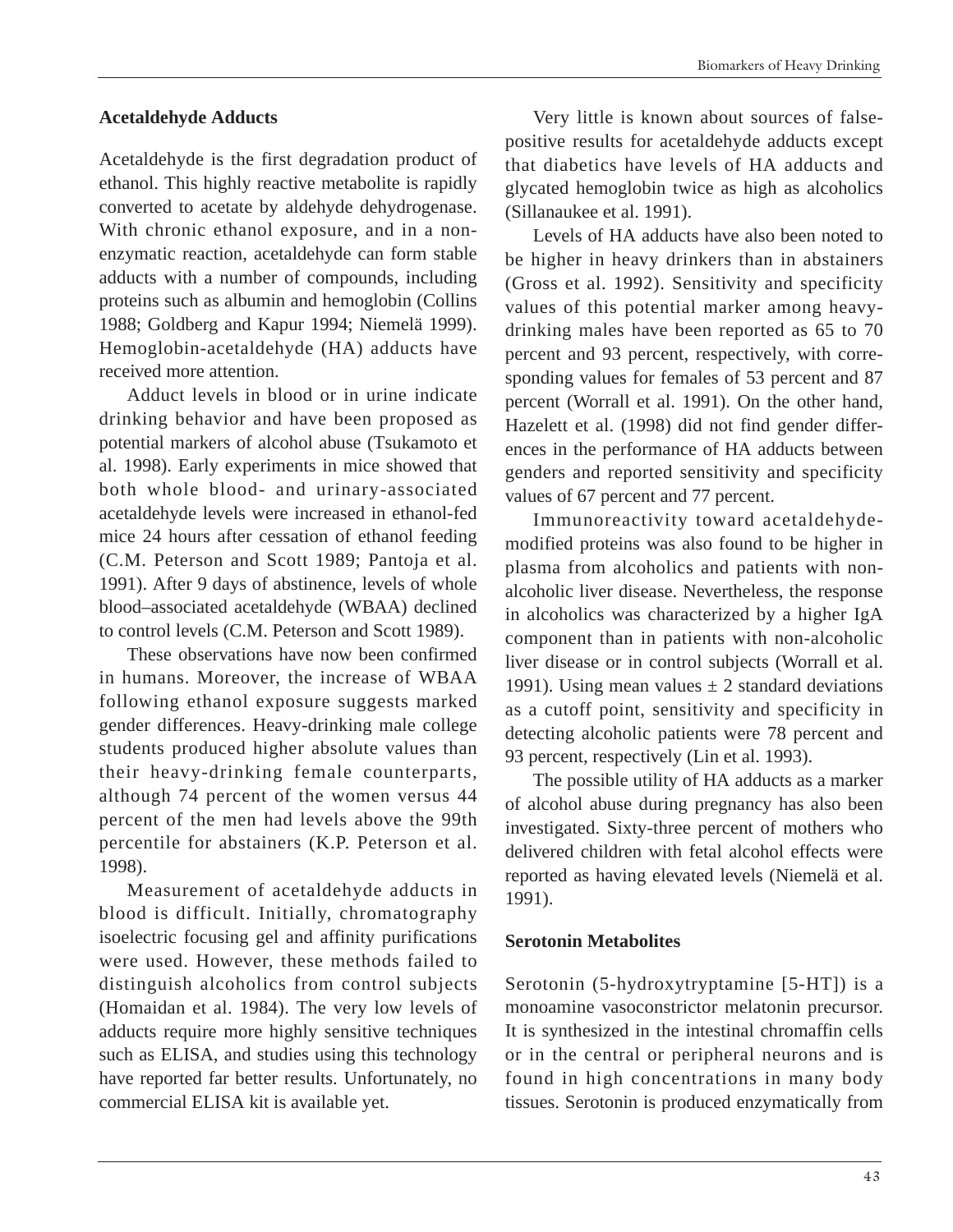### Acetaldehyde Adducts

Acetaldehyde is the first degradation product of ethanol. This highly reactive metabolite is rapidly converted to acetate by aldehyde dehydrogenase. With chronic ethanol exposure, and in a nonenzymatic reaction, acetaldehyde can form stable adducts with a number of compounds, including proteins such as albumin and hemoglobin (Collins 1988; Goldberg and Kapur 1994; Niemelä 1999). Hemoglobin-acetaldehyde (HA) adducts have received more attention.

Adduct levels in blood or in urine indicate drinking behavior and have been proposed as potential markers of alcohol abuse (Tsukamoto et al. 1998). Early experiments in mice showed that both whole blood- and urinary-associated acetaldehyde levels were increased in ethanol-fed mice 24 hours after cessation of ethanol feeding (C.M. Peterson and Scott 1989; Pantoja et al. 1991). After 9 days of abstinence, levels of whole blood–associated acetaldehyde (WBAA) declined to control levels (C.M. Peterson and Scott 1989).

These observations have now been confirmed in humans. Moreover, the increase of WBAA following ethanol exposure suggests marked gender differences. Heavy-drinking male college students produced higher absolute values than their heavy-drinking female counterparts, although 74 percent of the women versus 44 percent of the men had levels above the 99th percentile for abstainers (K.P. Peterson et al. 1998).

Measurement of acetaldehyde adducts in blood is difficult. Initially, chromatography isoelectric focusing gel and affinity purifications were used. However, these methods failed to distinguish alcoholics from control subjects (Homaidan et al. 1984). The very low levels of adducts require more highly sensitive techniques such as ELISA, and studies using this technology have reported far better results. Unfortunately, no commercial ELISA kit is available yet.

Very little is known about sources of false-positive results for acetaldehyde adducts except that diabetics have levels of HA adducts and glycated hemoglobin twice as high as alcoholics (Sillanaukee et al. 1991).

Levels of HA adducts have also been noted to be higher in heavy drinkers than in abstainers (Gross et al. 1992). Sensitivity and specificity values of this potential marker among heavy-drinking males have been reported as 65 to 70 percent and 93 percent, respectively, with corresponding values for females of 53 percent and 87 percent (Worrall et al. 1991). On the other hand, Hazelett et al. (1998) did not find gender differences in the performance of HA adducts between genders and reported sensitivity and specificity values of 67 percent and 77 percent.

Immunoreactivity toward acetaldehyde-modified proteins was also found to be higher in plasma from alcoholics and patients with non-alcoholic liver disease. Nevertheless, the response in alcoholics was characterized by a higher IgA component than in patients with non-alcoholic liver disease or in control subjects (Worrall et al. 1991). Using mean values ± 2 standard deviations as a cutoff point, sensitivity and specificity in detecting alcoholic patients were 78 percent and 93 percent, respectively (Lin et al. 1993).

The possible utility of HA adducts as a marker of alcohol abuse during pregnancy has also been investigated. Sixty-three percent of mothers who delivered children with fetal alcohol effects were reported as having elevated levels (Niemelä et al. 1991).

### Serotonin Metabolites

Serotonin (5-hydroxytryptamine [5-HT]) is a monoamine vasoconstrictor melatonin precursor. It is synthesized in the intestinal chromaffin cells or in the central or peripheral neurons and is found in high concentrations in many body tissues. Serotonin is produced enzymatically from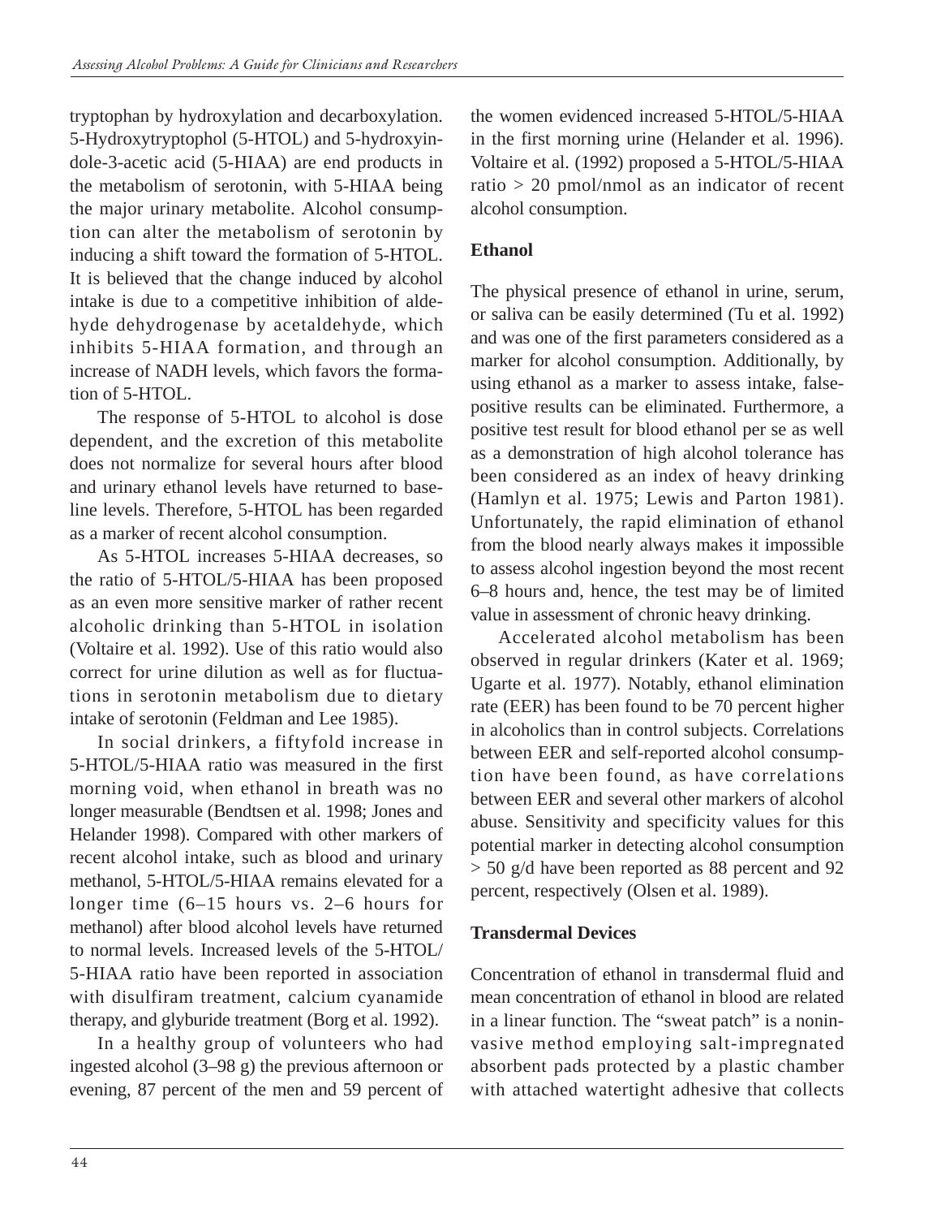tryptophan by hydroxylation and decarboxylation. 5-Hydroxytryptophol (5-HTOL) and 5-hydroxyindole-3-acetic acid (5-HIAA) are end products in the metabolism of serotonin, with 5-HIAA being the major urinary metabolite. Alcohol consumption can alter the metabolism of serotonin by inducing a shift toward the formation of 5-HTOL. It is believed that the change induced by alcohol intake is due to a competitive inhibition of aldehyde dehydrogenase by acetaldehyde, which inhibits 5-HIAA formation, and through an increase of NADH levels, which favors the formation of 5-HTOL.

The response of 5-HTOL to alcohol is dose dependent, and the excretion of this metabolite does not normalize for several hours after blood and urinary ethanol levels have returned to baseline levels. Therefore, 5-HTOL has been regarded as a marker of recent alcohol consumption.

As 5-HTOL increases 5-HIAA decreases, so the ratio of 5-HTOL/5-HIAA has been proposed as an even more sensitive marker of rather recent alcoholic drinking than 5-HTOL in isolation (Voltaire et al. 1992). Use of this ratio would also correct for urine dilution as well as for fluctuations in serotonin metabolism due to dietary intake of serotonin (Feldman and Lee 1985).

In social drinkers, a fiftyfold increase in 5-HTOL/5-HIAA ratio was measured in the first morning void, when ethanol in breath was no longer measurable (Bendtsen et al. 1998; Jones and Helander 1998). Compared with other markers of recent alcohol intake, such as blood and urinary methanol, 5-HTOL/5-HIAA remains elevated for a longer time (6–15 hours vs. 2–6 hours for methanol) after blood alcohol levels have returned to normal levels. Increased levels of the 5-HTOL/5-HIAA ratio have been reported in association with disulfiram treatment, calcium cyanamide therapy, and glyburide treatment (Borg et al. 1992).

In a healthy group of volunteers who had ingested alcohol (3–98 g) the previous afternoon or evening, 87 percent of the men and 59 percent of the women evidenced increased 5-HTOL/5-HIAA in the first morning urine (Helander et al. 1996). Voltaire et al. (1992) proposed a 5-HTOL/5-HIAA ratio > 20 pmol/nmol as an indicator of recent alcohol consumption.

### Ethanol

The physical presence of ethanol in urine, serum, or saliva can be easily determined (Tu et al. 1992) and was one of the first parameters considered as a marker for alcohol consumption. Additionally, by using ethanol as a marker to assess intake, false-positive results can be eliminated. Furthermore, a positive test result for blood ethanol per se as well as a demonstration of high alcohol tolerance has been considered as an index of heavy drinking (Hamlyn et al. 1975; Lewis and Parton 1981). Unfortunately, the rapid elimination of ethanol from the blood nearly always makes it impossible to assess alcohol ingestion beyond the most recent 6–8 hours and, hence, the test may be of limited value in assessment of chronic heavy drinking.

Accelerated alcohol metabolism has been observed in regular drinkers (Kater et al. 1969; Ugarte et al. 1977). Notably, ethanol elimination rate (EER) has been found to be 70 percent higher in alcoholics than in control subjects. Correlations between EER and self-reported alcohol consumption have been found, as have correlations between EER and several other markers of alcohol abuse. Sensitivity and specificity values for this potential marker in detecting alcohol consumption > 50 g/d have been reported as 88 percent and 92 percent, respectively (Olsen et al. 1989).

### Transdermal Devices

Concentration of ethanol in transdermal fluid and mean concentration of ethanol in blood are related in a linear function. The "sweat patch" is a noninvasive method employing salt-impregnated absorbent pads protected by a plastic chamber with attached watertight adhesive that collects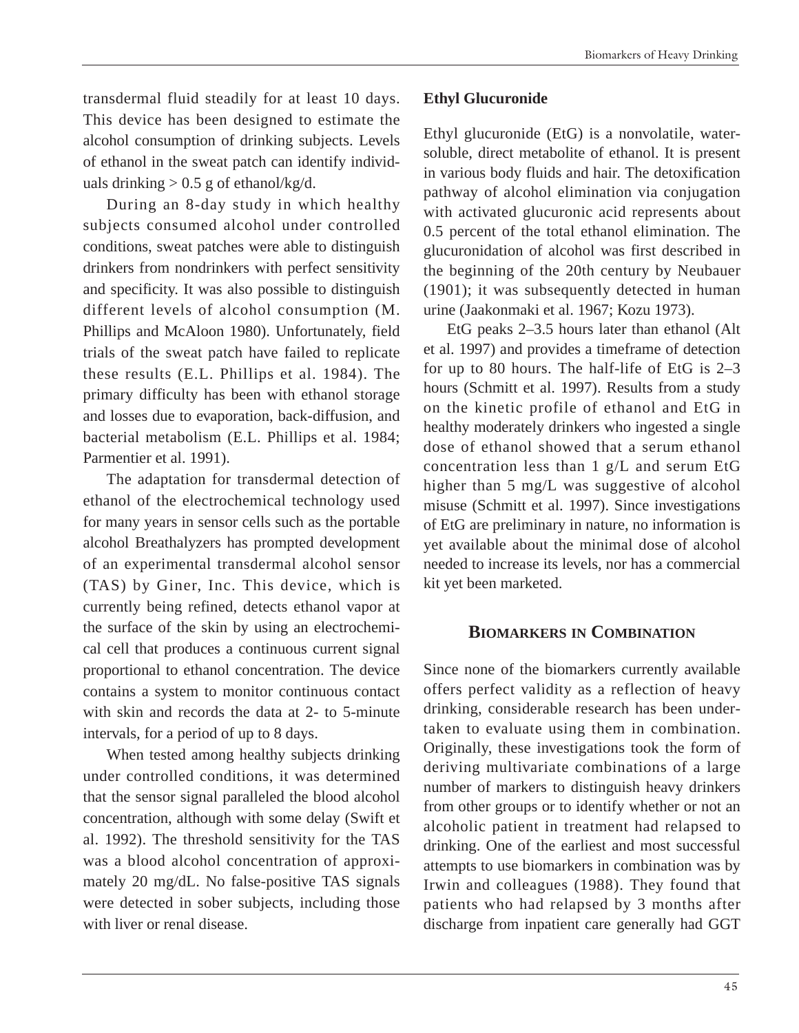transdermal fluid steadily for at least 10 days. This device has been designed to estimate the alcohol consumption of drinking subjects. Levels of ethanol in the sweat patch can identify individuals drinking > 0.5 g of ethanol/kg/d.

During an 8-day study in which healthy subjects consumed alcohol under controlled conditions, sweat patches were able to distinguish drinkers from nondrinkers with perfect sensitivity and specificity. It was also possible to distinguish different levels of alcohol consumption (M. Phillips and McAloon 1980). Unfortunately, field trials of the sweat patch have failed to replicate these results (E.L. Phillips et al. 1984). The primary difficulty has been with ethanol storage and losses due to evaporation, back-diffusion, and bacterial metabolism (E.L. Phillips et al. 1984; Parmentier et al. 1991).

The adaptation for transdermal detection of ethanol of the electrochemical technology used for many years in sensor cells such as the portable alcohol Breathalyzers has prompted development of an experimental transdermal alcohol sensor (TAS) by Giner, Inc. This device, which is currently being refined, detects ethanol vapor at the surface of the skin by using an electrochemical cell that produces a continuous current signal proportional to ethanol concentration. The device contains a system to monitor continuous contact with skin and records the data at 2- to 5-minute intervals, for a period of up to 8 days.

When tested among healthy subjects drinking under controlled conditions, it was determined that the sensor signal paralleled the blood alcohol concentration, although with some delay (Swift et al. 1992). The threshold sensitivity for the TAS was a blood alcohol concentration of approximately 20 mg/dL. No false-positive TAS signals were detected in sober subjects, including those with liver or renal disease.

### Ethyl Glucuronide

Ethyl glucuronide (EtG) is a nonvolatile, water-soluble, direct metabolite of ethanol. It is present in various body fluids and hair. The detoxification pathway of alcohol elimination via conjugation with activated glucuronic acid represents about 0.5 percent of the total ethanol elimination. The glucuronidation of alcohol was first described in the beginning of the 20th century by Neubauer (1901); it was subsequently detected in human urine (Jaakonmaki et al. 1967; Kozu 1973).

EtG peaks 2–3.5 hours later than ethanol (Alt et al. 1997) and provides a timeframe of detection for up to 80 hours. The half-life of EtG is 2–3 hours (Schmitt et al. 1997). Results from a study on the kinetic profile of ethanol and EtG in healthy moderately drinkers who ingested a single dose of ethanol showed that a serum ethanol concentration less than 1 g/L and serum EtG higher than 5 mg/L was suggestive of alcohol misuse (Schmitt et al. 1997). Since investigations of EtG are preliminary in nature, no information is yet available about the minimal dose of alcohol needed to increase its levels, nor has a commercial kit yet been marketed.

## Biomarkers in Combination

Since none of the biomarkers currently available offers perfect validity as a reflection of heavy drinking, considerable research has been undertaken to evaluate using them in combination. Originally, these investigations took the form of deriving multivariate combinations of a large number of markers to distinguish heavy drinkers from other groups or to identify whether or not an alcoholic patient in treatment had relapsed to drinking. One of the earliest and most successful attempts to use biomarkers in combination was by Irwin and colleagues (1988). They found that patients who had relapsed by 3 months after discharge from inpatient care generally had GGT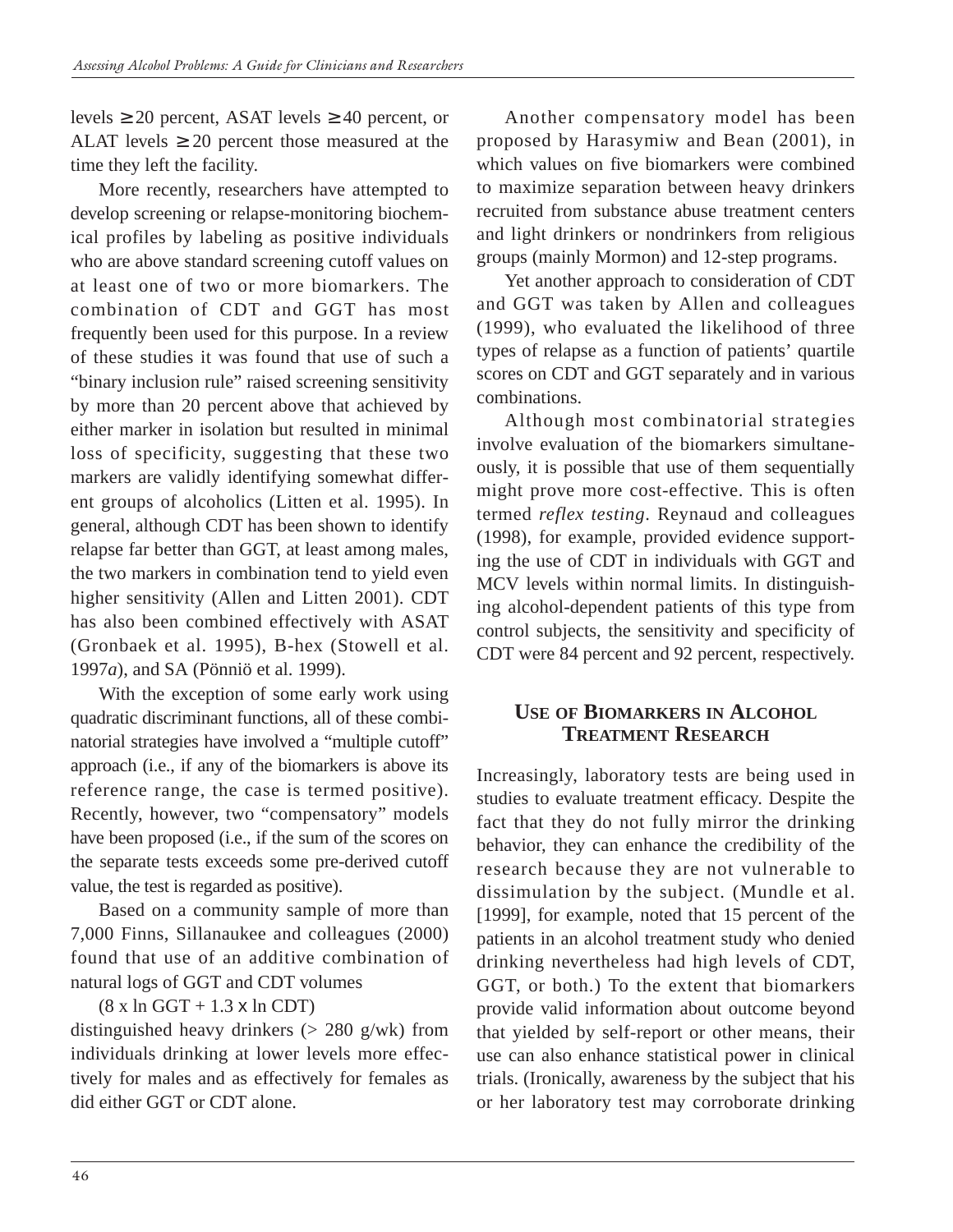levels ≥ 20 percent, ASAT levels ≥ 40 percent, or ALAT levels ≥ 20 percent those measured at the time they left the facility.

More recently, researchers have attempted to develop screening or relapse-monitoring biochemical profiles by labeling as positive individuals who are above standard screening cutoff values on at least one of two or more biomarkers. The combination of CDT and GGT has most frequently been used for this purpose. In a review of these studies it was found that use of such a "binary inclusion rule" raised screening sensitivity by more than 20 percent above that achieved by either marker in isolation but resulted in minimal loss of specificity, suggesting that these two markers are validly identifying somewhat different groups of alcoholics (Litten et al. 1995). In general, although CDT has been shown to identify relapse far better than GGT, at least among males, the two markers in combination tend to yield even higher sensitivity (Allen and Litten 2001). CDT has also been combined effectively with ASAT (Gronbaek et al. 1995), B-hex (Stowell et al. 1997*a*), and SA (Pönniö et al. 1999).

With the exception of some early work using quadratic discriminant functions, all of these combinatorial strategies have involved a "multiple cutoff" approach (i.e., if any of the biomarkers is above its reference range, the case is termed positive). Recently, however, two "compensatory" models have been proposed (i.e., if the sum of the scores on the separate tests exceeds some pre-derived cutoff value, the test is regarded as positive).

Based on a community sample of more than 7,000 Finns, Sillanaukee and colleagues (2000) found that use of an additive combination of natural logs of GGT and CDT volumes

$(8 \times \ln \text{GGT} + 1.3 \times \ln \text{CDT})$

distinguished heavy drinkers (> 280 g/wk) from individuals drinking at lower levels more effectively for males and as effectively for females as did either GGT or CDT alone.

Another compensatory model has been proposed by Harasymiw and Bean (2001), in which values on five biomarkers were combined to maximize separation between heavy drinkers recruited from substance abuse treatment centers and light drinkers or nondrinkers from religious groups (mainly Mormon) and 12-step programs.

Yet another approach to consideration of CDT and GGT was taken by Allen and colleagues (1999), who evaluated the likelihood of three types of relapse as a function of patients' quartile scores on CDT and GGT separately and in various combinations.

Although most combinatorial strategies involve evaluation of the biomarkers simultaneously, it is possible that use of them sequentially might prove more cost-effective. This is often termed *reflex testing*. Reynaud and colleagues (1998), for example, provided evidence supporting the use of CDT in individuals with GGT and MCV levels within normal limits. In distinguishing alcohol-dependent patients of this type from control subjects, the sensitivity and specificity of CDT were 84 percent and 92 percent, respectively.

## Use of Biomarkers in Alcohol Treatment Research

Increasingly, laboratory tests are being used in studies to evaluate treatment efficacy. Despite the fact that they do not fully mirror the drinking behavior, they can enhance the credibility of the research because they are not vulnerable to dissimulation by the subject. (Mundle et al. [1999], for example, noted that 15 percent of the patients in an alcohol treatment study who denied drinking nevertheless had high levels of CDT, GGT, or both.) To the extent that biomarkers provide valid information about outcome beyond that yielded by self-report or other means, their use can also enhance statistical power in clinical trials. (Ironically, awareness by the subject that his or her laboratory test may corroborate drinking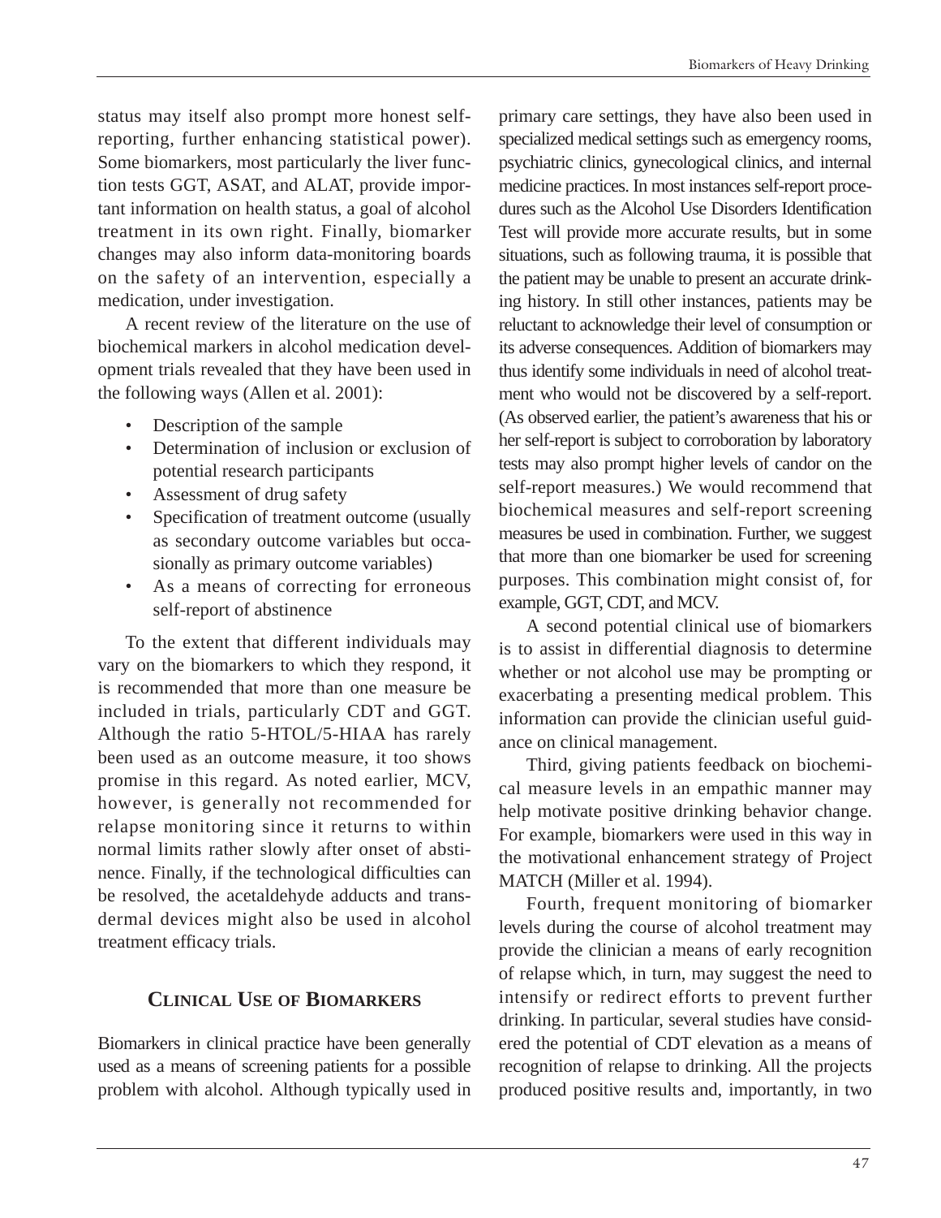status may itself also prompt more honest self-reporting, further enhancing statistical power). Some biomarkers, most particularly the liver function tests GGT, ASAT, and ALAT, provide important information on health status, a goal of alcohol treatment in its own right. Finally, biomarker changes may also inform data-monitoring boards on the safety of an intervention, especially a medication, under investigation.

A recent review of the literature on the use of biochemical markers in alcohol medication development trials revealed that they have been used in the following ways (Allen et al. 2001):

- Description of the sample
- Determination of inclusion or exclusion of potential research participants
- Assessment of drug safety
- Specification of treatment outcome (usually as secondary outcome variables but occasionally as primary outcome variables)
- As a means of correcting for erroneous self-report of abstinence

To the extent that different individuals may vary on the biomarkers to which they respond, it is recommended that more than one measure be included in trials, particularly CDT and GGT. Although the ratio 5-HTOL/5-HIAA has rarely been used as an outcome measure, it too shows promise in this regard. As noted earlier, MCV, however, is generally not recommended for relapse monitoring since it returns to within normal limits rather slowly after onset of abstinence. Finally, if the technological difficulties can be resolved, the acetaldehyde adducts and transdermal devices might also be used in alcohol treatment efficacy trials.

## Clinical Use of Biomarkers

Biomarkers in clinical practice have been generally used as a means of screening patients for a possible problem with alcohol. Although typically used in primary care settings, they have also been used in specialized medical settings such as emergency rooms, psychiatric clinics, gynecological clinics, and internal medicine practices. In most instances self-report procedures such as the Alcohol Use Disorders Identification Test will provide more accurate results, but in some situations, such as following trauma, it is possible that the patient may be unable to present an accurate drinking history. In still other instances, patients may be reluctant to acknowledge their level of consumption or its adverse consequences. Addition of biomarkers may thus identify some individuals in need of alcohol treatment who would not be discovered by a self-report. (As observed earlier, the patient's awareness that his or her self-report is subject to corroboration by laboratory tests may also prompt higher levels of candor on the self-report measures.) We would recommend that biochemical measures and self-report screening measures be used in combination. Further, we suggest that more than one biomarker be used for screening purposes. This combination might consist of, for example, GGT, CDT, and MCV.

A second potential clinical use of biomarkers is to assist in differential diagnosis to determine whether or not alcohol use may be prompting or exacerbating a presenting medical problem. This information can provide the clinician useful guidance on clinical management.

Third, giving patients feedback on biochemical measure levels in an empathic manner may help motivate positive drinking behavior change. For example, biomarkers were used in this way in the motivational enhancement strategy of Project MATCH (Miller et al. 1994).

Fourth, frequent monitoring of biomarker levels during the course of alcohol treatment may provide the clinician a means of early recognition of relapse which, in turn, may suggest the need to intensify or redirect efforts to prevent further drinking. In particular, several studies have considered the potential of CDT elevation as a means of recognition of relapse to drinking. All the projects produced positive results and, importantly, in two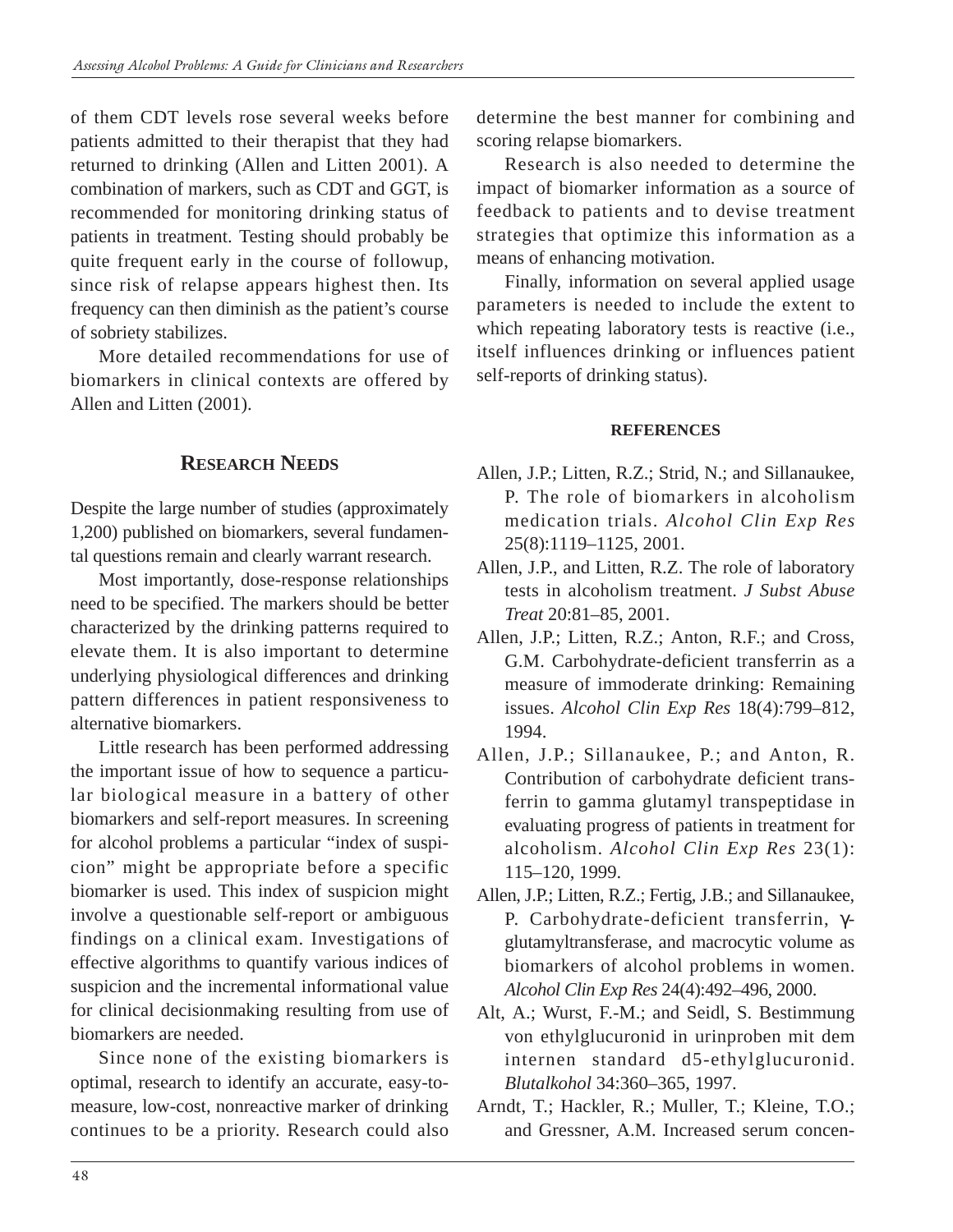of them CDT levels rose several weeks before patients admitted to their therapist that they had returned to drinking (Allen and Litten 2001). A combination of markers, such as CDT and GGT, is recommended for monitoring drinking status of patients in treatment. Testing should probably be quite frequent early in the course of followup, since risk of relapse appears highest then. Its frequency can then diminish as the patient's course of sobriety stabilizes.

More detailed recommendations for use of biomarkers in clinical contexts are offered by Allen and Litten (2001).

## Research Needs

Despite the large number of studies (approximately 1,200) published on biomarkers, several fundamental questions remain and clearly warrant research.

Most importantly, dose-response relationships need to be specified. The markers should be better characterized by the drinking patterns required to elevate them. It is also important to determine underlying physiological differences and drinking pattern differences in patient responsiveness to alternative biomarkers.

Little research has been performed addressing the important issue of how to sequence a particular biological measure in a battery of other biomarkers and self-report measures. In screening for alcohol problems a particular "index of suspicion" might be appropriate before a specific biomarker is used. This index of suspicion might involve a questionable self-report or ambiguous findings on a clinical exam. Investigations of effective algorithms to quantify various indices of suspicion and the incremental informational value for clinical decisionmaking resulting from use of biomarkers are needed.

Since none of the existing biomarkers is optimal, research to identify an accurate, easy-to-measure, low-cost, nonreactive marker of drinking continues to be a priority. Research could also determine the best manner for combining and scoring relapse biomarkers.

Research is also needed to determine the impact of biomarker information as a source of feedback to patients and to devise treatment strategies that optimize this information as a means of enhancing motivation.

Finally, information on several applied usage parameters is needed to include the extent to which repeating laboratory tests is reactive (i.e., itself influences drinking or influences patient self-reports of drinking status).

### References

Allen, J.P.; Litten, R.Z.; Strid, N.; and Sillanaukee, P. The role of biomarkers in alcoholism medication trials. *Alcohol Clin Exp Res* 25(8):1119–1125, 2001.

Allen, J.P., and Litten, R.Z. The role of laboratory tests in alcoholism treatment. *J Subst Abuse Treat* 20:81–85, 2001.

Allen, J.P.; Litten, R.Z.; Anton, R.F.; and Cross, G.M. Carbohydrate-deficient transferrin as a measure of immoderate drinking: Remaining issues. *Alcohol Clin Exp Res* 18(4):799–812, 1994.

Allen, J.P.; Sillanaukee, P.; and Anton, R. Contribution of carbohydrate deficient transferrin to gamma glutamyl transpeptidase in evaluating progress of patients in treatment for alcoholism. *Alcohol Clin Exp Res* 23(1): 115–120, 1999.

Allen, J.P.; Litten, R.Z.; Fertig, J.B.; and Sillanaukee, P. Carbohydrate-deficient transferrin, γ-glutamyltransferase, and macrocytic volume as biomarkers of alcohol problems in women. *Alcohol Clin Exp Res* 24(4):492–496, 2000.

Alt, A.; Wurst, F.-M.; and Seidl, S. Bestimmung von ethylglucuronid in urinproben mit dem internen standard d5-ethylglucuronid. *Blutalkohol* 34:360–365, 1997.

Arndt, T.; Hackler, R.; Muller, T.; Kleine, T.O.; and Gressner, A.M. Increased serum concen-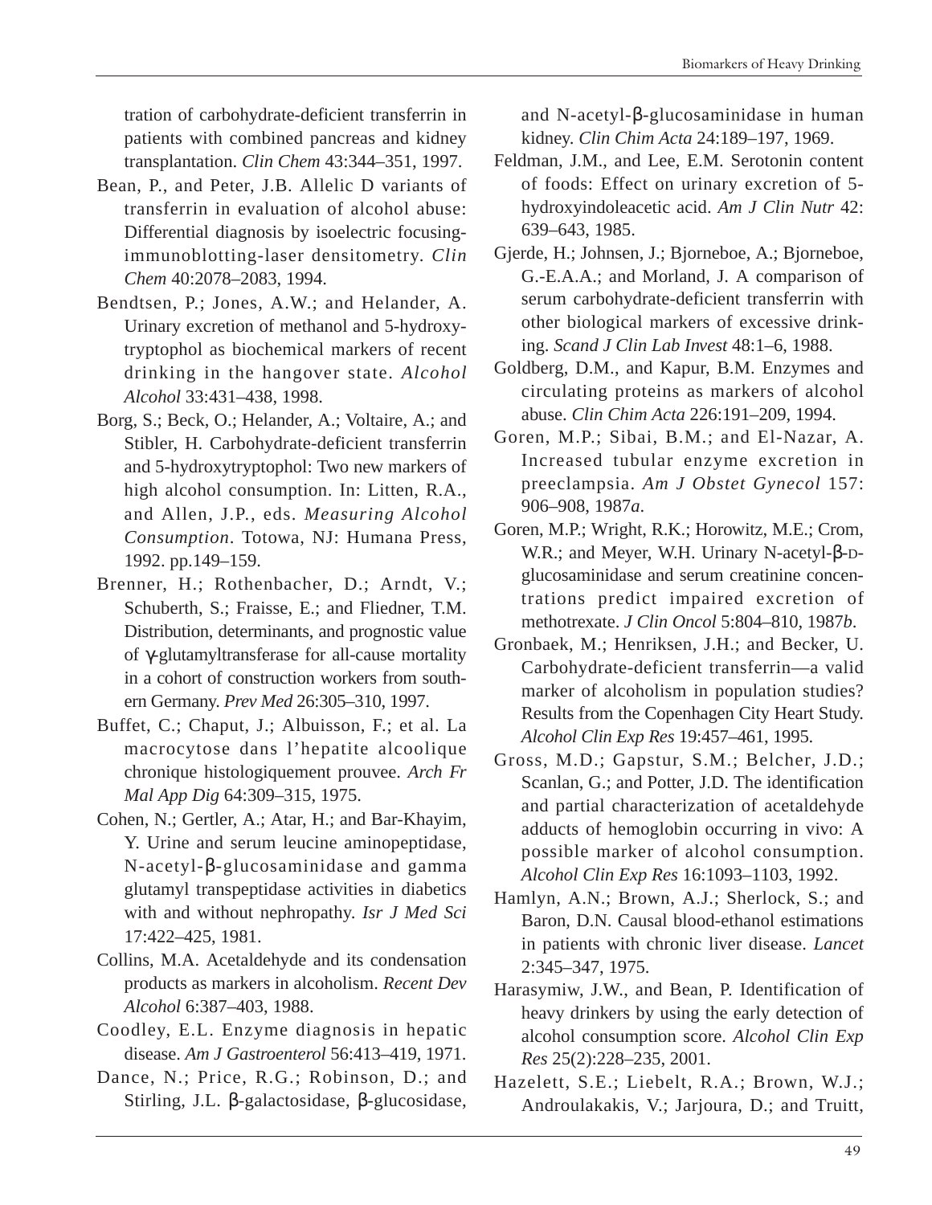tration of carbohydrate-deficient transferrin in patients with combined pancreas and kidney transplantation. *Clin Chem* 43:344–351, 1997.

Bean, P., and Peter, J.B. Allelic D variants of transferrin in evaluation of alcohol abuse: Differential diagnosis by isoelectric focusing-immunoblotting-laser densitometry. *Clin Chem* 40:2078–2083, 1994.

Bendtsen, P.; Jones, A.W.; and Helander, A. Urinary excretion of methanol and 5-hydroxytryptophol as biochemical markers of recent drinking in the hangover state. *Alcohol Alcohol* 33:431–438, 1998.

Borg, S.; Beck, O.; Helander, A.; Voltaire, A.; and Stibler, H. Carbohydrate-deficient transferrin and 5-hydroxytryptophol: Two new markers of high alcohol consumption. In: Litten, R.A., and Allen, J.P., eds. *Measuring Alcohol Consumption*. Totowa, NJ: Humana Press, 1992. pp.149–159.

Brenner, H.; Rothenbacher, D.; Arndt, V.; Schuberth, S.; Fraisse, E.; and Fliedner, T.M. Distribution, determinants, and prognostic value of γ-glutamyltransferase for all-cause mortality in a cohort of construction workers from southern Germany. *Prev Med* 26:305–310, 1997.

Buffet, C.; Chaput, J.; Albuisson, F.; et al. La macrocytose dans l'hepatite alcoolique chronique histologiquement prouvee. *Arch Fr Mal App Dig* 64:309–315, 1975.

Cohen, N.; Gertler, A.; Atar, H.; and Bar-Khayim, Y. Urine and serum leucine aminopeptidase, N-acetyl-β-glucosaminidase and gamma glutamyl transpeptidase activities in diabetics with and without nephropathy. *Isr J Med Sci* 17:422–425, 1981.

Collins, M.A. Acetaldehyde and its condensation products as markers in alcoholism. *Recent Dev Alcohol* 6:387–403, 1988.

Coodley, E.L. Enzyme diagnosis in hepatic disease. *Am J Gastroenterol* 56:413–419, 1971.

Dance, N.; Price, R.G.; Robinson, D.; and Stirling, J.L. β-galactosidase, β-glucosidase, and N-acetyl-β-glucosaminidase in human kidney. *Clin Chim Acta* 24:189–197, 1969.

Feldman, J.M., and Lee, E.M. Serotonin content of foods: Effect on urinary excretion of 5-hydroxyindoleacetic acid. *Am J Clin Nutr* 42: 639–643, 1985.

Gjerde, H.; Johnsen, J.; Bjorneboe, A.; Bjorneboe, G.-E.A.A.; and Morland, J. A comparison of serum carbohydrate-deficient transferrin with other biological markers of excessive drinking. *Scand J Clin Lab Invest* 48:1–6, 1988.

Goldberg, D.M., and Kapur, B.M. Enzymes and circulating proteins as markers of alcohol abuse. *Clin Chim Acta* 226:191–209, 1994.

Goren, M.P.; Sibai, B.M.; and El-Nazar, A. Increased tubular enzyme excretion in preeclampsia. *Am J Obstet Gynecol* 157: 906–908, 1987*a*.

Goren, M.P.; Wright, R.K.; Horowitz, M.E.; Crom, W.R.; and Meyer, W.H. Urinary N-acetyl-β-D-glucosaminidase and serum creatinine concentrations predict impaired excretion of methotrexate. *J Clin Oncol* 5:804–810, 1987*b*.

Gronbaek, M.; Henriksen, J.H.; and Becker, U. Carbohydrate-deficient transferrin—a valid marker of alcoholism in population studies? Results from the Copenhagen City Heart Study. *Alcohol Clin Exp Res* 19:457–461, 1995.

Gross, M.D.; Gapstur, S.M.; Belcher, J.D.; Scanlan, G.; and Potter, J.D. The identification and partial characterization of acetaldehyde adducts of hemoglobin occurring in vivo: A possible marker of alcohol consumption. *Alcohol Clin Exp Res* 16:1093–1103, 1992.

Hamlyn, A.N.; Brown, A.J.; Sherlock, S.; and Baron, D.N. Causal blood-ethanol estimations in patients with chronic liver disease. *Lancet* 2:345–347, 1975.

Harasymiw, J.W., and Bean, P. Identification of heavy drinkers by using the early detection of alcohol consumption score. *Alcohol Clin Exp Res* 25(2):228–235, 2001.

Hazelett, S.E.; Liebelt, R.A.; Brown, W.J.; Androulakakis, V.; Jarjoura, D.; and Truitt,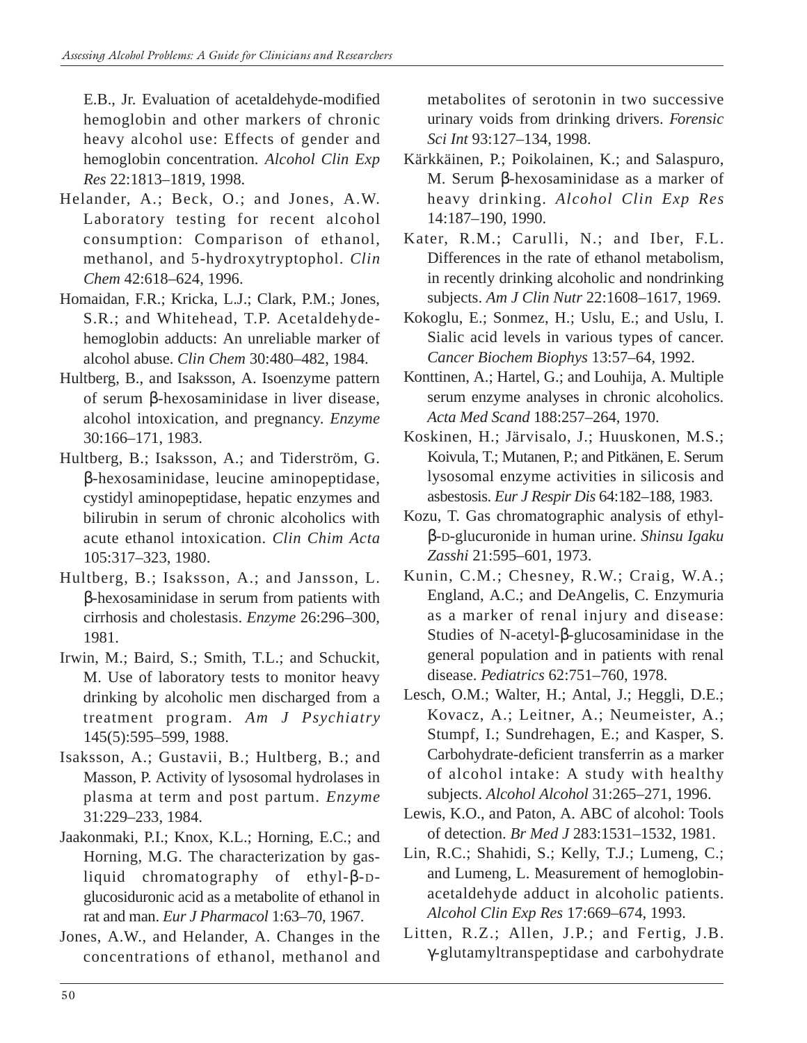E.B., Jr. Evaluation of acetaldehyde-modified hemoglobin and other markers of chronic heavy alcohol use: Effects of gender and hemoglobin concentration. *Alcohol Clin Exp Res* 22:1813–1819, 1998.

Helander, A.; Beck, O.; and Jones, A.W. Laboratory testing for recent alcohol consumption: Comparison of ethanol, methanol, and 5-hydroxytryptophol. *Clin Chem* 42:618–624, 1996.

Homaidan, F.R.; Kricka, L.J.; Clark, P.M.; Jones, S.R.; and Whitehead, T.P. Acetaldehyde-hemoglobin adducts: An unreliable marker of alcohol abuse. *Clin Chem* 30:480–482, 1984.

Hultberg, B., and Isaksson, A. Isoenzyme pattern of serum β-hexosaminidase in liver disease, alcohol intoxication, and pregnancy. *Enzyme* 30:166–171, 1983.

Hultberg, B.; Isaksson, A.; and Tiderström, G. β-hexosaminidase, leucine aminopeptidase, cystidyl aminopeptidase, hepatic enzymes and bilirubin in serum of chronic alcoholics with acute ethanol intoxication. *Clin Chim Acta* 105:317–323, 1980.

Hultberg, B.; Isaksson, A.; and Jansson, L. β-hexosaminidase in serum from patients with cirrhosis and cholestasis. *Enzyme* 26:296–300, 1981.

Irwin, M.; Baird, S.; Smith, T.L.; and Schuckit, M. Use of laboratory tests to monitor heavy drinking by alcoholic men discharged from a treatment program. *Am J Psychiatry* 145(5):595–599, 1988.

Isaksson, A.; Gustavii, B.; Hultberg, B.; and Masson, P. Activity of lysosomal hydrolases in plasma at term and post partum. *Enzyme* 31:229–233, 1984.

Jaakonmaki, P.I.; Knox, K.L.; Horning, E.C.; and Horning, M.G. The characterization by gas-liquid chromatography of ethyl-β-D-glucosiduronic acid as a metabolite of ethanol in rat and man. *Eur J Pharmacol* 1:63–70, 1967.

Jones, A.W., and Helander, A. Changes in the concentrations of ethanol, methanol and metabolites of serotonin in two successive urinary voids from drinking drivers. *Forensic Sci Int* 93:127–134, 1998.

Kärkkäinen, P.; Poikolainen, K.; and Salaspuro, M. Serum β-hexosaminidase as a marker of heavy drinking. *Alcohol Clin Exp Res* 14:187–190, 1990.

Kater, R.M.; Carulli, N.; and Iber, F.L. Differences in the rate of ethanol metabolism, in recently drinking alcoholic and nondrinking subjects. *Am J Clin Nutr* 22:1608–1617, 1969.

Kokoglu, E.; Sonmez, H.; Uslu, E.; and Uslu, I. Sialic acid levels in various types of cancer. *Cancer Biochem Biophys* 13:57–64, 1992.

Konttinen, A.; Hartel, G.; and Louhija, A. Multiple serum enzyme analyses in chronic alcoholics. *Acta Med Scand* 188:257–264, 1970.

Koskinen, H.; Järvisalo, J.; Huuskonen, M.S.; Koivula, T.; Mutanen, P.; and Pitkänen, E. Serum lysosomal enzyme activities in silicosis and asbestosis. *Eur J Respir Dis* 64:182–188, 1983.

Kozu, T. Gas chromatographic analysis of ethyl-β-D-glucuronide in human urine. *Shinsu Igaku Zasshi* 21:595–601, 1973.

Kunin, C.M.; Chesney, R.W.; Craig, W.A.; England, A.C.; and DeAngelis, C. Enzymuria as a marker of renal injury and disease: Studies of N-acetyl-β-glucosaminidase in the general population and in patients with renal disease. *Pediatrics* 62:751–760, 1978.

Lesch, O.M.; Walter, H.; Antal, J.; Heggli, D.E.; Kovacz, A.; Leitner, A.; Neumeister, A.; Stumpf, I.; Sundrehagen, E.; and Kasper, S. Carbohydrate-deficient transferrin as a marker of alcohol intake: A study with healthy subjects. *Alcohol Alcohol* 31:265–271, 1996.

Lewis, K.O., and Paton, A. ABC of alcohol: Tools of detection. *Br Med J* 283:1531–1532, 1981.

Lin, R.C.; Shahidi, S.; Kelly, T.J.; Lumeng, C.; and Lumeng, L. Measurement of hemoglobin-acetaldehyde adduct in alcoholic patients. *Alcohol Clin Exp Res* 17:669–674, 1993.

Litten, R.Z.; Allen, J.P.; and Fertig, J.B. γ-glutamyltranspeptidase and carbohydrate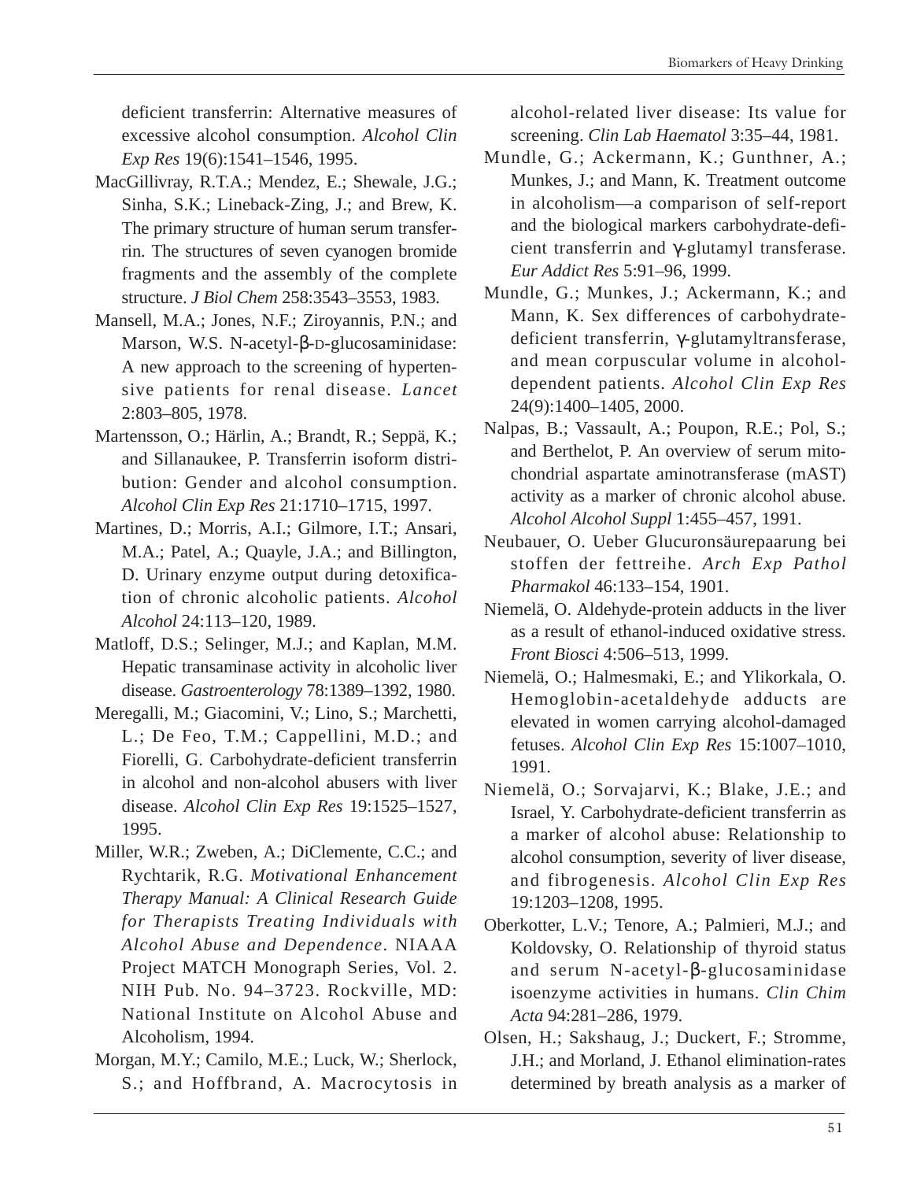deficient transferrin: Alternative measures of excessive alcohol consumption. *Alcohol Clin Exp Res* 19(6):1541–1546, 1995.

MacGillivray, R.T.A.; Mendez, E.; Shewale, J.G.; Sinha, S.K.; Lineback-Zing, J.; and Brew, K. The primary structure of human serum transferrin. The structures of seven cyanogen bromide fragments and the assembly of the complete structure. *J Biol Chem* 258:3543–3553, 1983.

Mansell, M.A.; Jones, N.F.; Ziroyannis, P.N.; and Marson, W.S. N-acetyl-β-D-glucosaminidase: A new approach to the screening of hypertensive patients for renal disease. *Lancet* 2:803–805, 1978.

Martensson, O.; Härlin, A.; Brandt, R.; Seppä, K.; and Sillanaukee, P. Transferrin isoform distribution: Gender and alcohol consumption. *Alcohol Clin Exp Res* 21:1710–1715, 1997.

Martines, D.; Morris, A.I.; Gilmore, I.T.; Ansari, M.A.; Patel, A.; Quayle, J.A.; and Billington, D. Urinary enzyme output during detoxification of chronic alcoholic patients. *Alcohol Alcohol* 24:113–120, 1989.

Matloff, D.S.; Selinger, M.J.; and Kaplan, M.M. Hepatic transaminase activity in alcoholic liver disease. *Gastroenterology* 78:1389–1392, 1980.

Meregalli, M.; Giacomini, V.; Lino, S.; Marchetti, L.; De Feo, T.M.; Cappellini, M.D.; and Fiorelli, G. Carbohydrate-deficient transferrin in alcohol and non-alcohol abusers with liver disease. *Alcohol Clin Exp Res* 19:1525–1527, 1995.

Miller, W.R.; Zweben, A.; DiClemente, C.C.; and Rychtarik, R.G. *Motivational Enhancement Therapy Manual: A Clinical Research Guide for Therapists Treating Individuals with Alcohol Abuse and Dependence*. NIAAA Project MATCH Monograph Series, Vol. 2. NIH Pub. No. 94–3723. Rockville, MD: National Institute on Alcohol Abuse and Alcoholism, 1994.

Morgan, M.Y.; Camilo, M.E.; Luck, W.; Sherlock, S.; and Hoffbrand, A. Macrocytosis in alcohol-related liver disease: Its value for screening. *Clin Lab Haematol* 3:35–44, 1981.

Mundle, G.; Ackermann, K.; Gunthner, A.; Munkes, J.; and Mann, K. Treatment outcome in alcoholism—a comparison of self-report and the biological markers carbohydrate-deficient transferrin and γ-glutamyl transferase. *Eur Addict Res* 5:91–96, 1999.

Mundle, G.; Munkes, J.; Ackermann, K.; and Mann, K. Sex differences of carbohydrate-deficient transferrin, γ-glutamyltransferase, and mean corpuscular volume in alcohol-dependent patients. *Alcohol Clin Exp Res* 24(9):1400–1405, 2000.

Nalpas, B.; Vassault, A.; Poupon, R.E.; Pol, S.; and Berthelot, P. An overview of serum mitochondrial aspartate aminotransferase (mAST) activity as a marker of chronic alcohol abuse. *Alcohol Alcohol Suppl* 1:455–457, 1991.

Neubauer, O. Ueber Glucuronsäurepaarung bei stoffen der fettreihe. *Arch Exp Pathol Pharmakol* 46:133–154, 1901.

Niemelä, O. Aldehyde-protein adducts in the liver as a result of ethanol-induced oxidative stress. *Front Biosci* 4:506–513, 1999.

Niemelä, O.; Halmesmaki, E.; and Ylikorkala, O. Hemoglobin-acetaldehyde adducts are elevated in women carrying alcohol-damaged fetuses. *Alcohol Clin Exp Res* 15:1007–1010, 1991.

Niemelä, O.; Sorvajarvi, K.; Blake, J.E.; and Israel, Y. Carbohydrate-deficient transferrin as a marker of alcohol abuse: Relationship to alcohol consumption, severity of liver disease, and fibrogenesis. *Alcohol Clin Exp Res* 19:1203–1208, 1995.

Oberkotter, L.V.; Tenore, A.; Palmieri, M.J.; and Koldovsky, O. Relationship of thyroid status and serum N-acetyl-β-glucosaminidase isoenzyme activities in humans. *Clin Chim Acta* 94:281–286, 1979.

Olsen, H.; Sakshaug, J.; Duckert, F.; Stromme, J.H.; and Morland, J. Ethanol elimination-rates determined by breath analysis as a marker of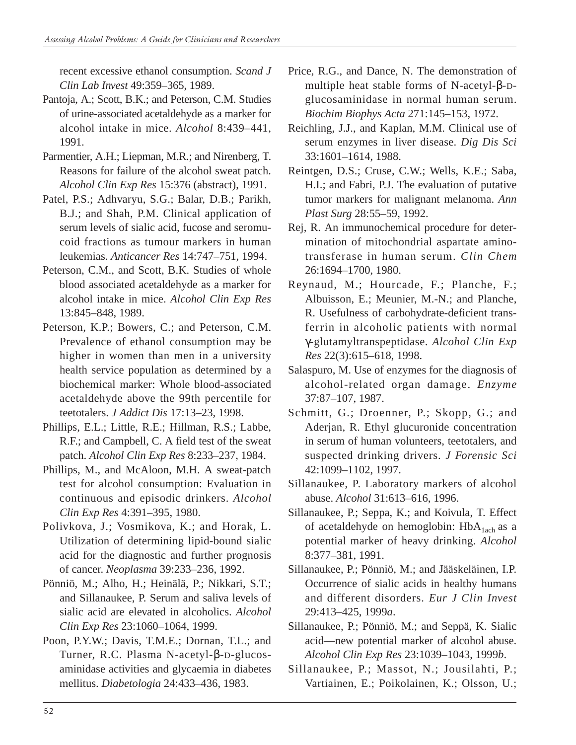recent excessive ethanol consumption. *Scand J Clin Lab Invest* 49:359–365, 1989.

Pantoja, A.; Scott, B.K.; and Peterson, C.M. Studies of urine-associated acetaldehyde as a marker for alcohol intake in mice. *Alcohol* 8:439–441, 1991.

Parmentier, A.H.; Liepman, M.R.; and Nirenberg, T. Reasons for failure of the alcohol sweat patch. *Alcohol Clin Exp Res* 15:376 (abstract), 1991.

Patel, P.S.; Adhvaryu, S.G.; Balar, D.B.; Parikh, B.J.; and Shah, P.M. Clinical application of serum levels of sialic acid, fucose and seromucoid fractions as tumour markers in human leukemias. *Anticancer Res* 14:747–751, 1994.

Peterson, C.M., and Scott, B.K. Studies of whole blood associated acetaldehyde as a marker for alcohol intake in mice. *Alcohol Clin Exp Res* 13:845–848, 1989.

Peterson, K.P.; Bowers, C.; and Peterson, C.M. Prevalence of ethanol consumption may be higher in women than men in a university health service population as determined by a biochemical marker: Whole blood-associated acetaldehyde above the 99th percentile for teetotalers. *J Addict Dis* 17:13–23, 1998.

Phillips, E.L.; Little, R.E.; Hillman, R.S.; Labbe, R.F.; and Campbell, C. A field test of the sweat patch. *Alcohol Clin Exp Res* 8:233–237, 1984.

Phillips, M., and McAloon, M.H. A sweat-patch test for alcohol consumption: Evaluation in continuous and episodic drinkers. *Alcohol Clin Exp Res* 4:391–395, 1980.

Polivkova, J.; Vosmikova, K.; and Horak, L. Utilization of determining lipid-bound sialic acid for the diagnostic and further prognosis of cancer. *Neoplasma* 39:233–236, 1992.

Pönniö, M.; Alho, H.; Heinälä, P.; Nikkari, S.T.; and Sillanaukee, P. Serum and saliva levels of sialic acid are elevated in alcoholics. *Alcohol Clin Exp Res* 23:1060–1064, 1999.

Poon, P.Y.W.; Davis, T.M.E.; Dornan, T.L.; and Turner, R.C. Plasma N-acetyl-β-D-glucosaminidase activities and glycaemia in diabetes mellitus. *Diabetologia* 24:433–436, 1983.

Price, R.G., and Dance, N. The demonstration of multiple heat stable forms of N-acetyl-β-D-glucosaminidase in normal human serum. *Biochim Biophys Acta* 271:145–153, 1972.

Reichling, J.J., and Kaplan, M.M. Clinical use of serum enzymes in liver disease. *Dig Dis Sci* 33:1601–1614, 1988.

Reintgen, D.S.; Cruse, C.W.; Wells, K.E.; Saba, H.I.; and Fabri, P.J. The evaluation of putative tumor markers for malignant melanoma. *Ann Plast Surg* 28:55–59, 1992.

Rej, R. An immunochemical procedure for determination of mitochondrial aspartate aminotransferase in human serum. *Clin Chem* 26:1694–1700, 1980.

Reynaud, M.; Hourcade, F.; Planche, F.; Albuisson, E.; Meunier, M.-N.; and Planche, R. Usefulness of carbohydrate-deficient transferrin in alcoholic patients with normal γ-glutamyltranspeptidase. *Alcohol Clin Exp Res* 22(3):615–618, 1998.

Salaspuro, M. Use of enzymes for the diagnosis of alcohol-related organ damage. *Enzyme* 37:87–107, 1987.

Schmitt, G.; Droenner, P.; Skopp, G.; and Aderjan, R. Ethyl glucuronide concentration in serum of human volunteers, teetotalers, and suspected drinking drivers. *J Forensic Sci* 42:1099–1102, 1997.

Sillanaukee, P. Laboratory markers of alcohol abuse. *Alcohol* 31:613–616, 1996.

Sillanaukee, P.; Seppa, K.; and Koivula, T. Effect of acetaldehyde on hemoglobin: $HbA_{1ach}$ as a potential marker of heavy drinking. *Alcohol* 8:377–381, 1991.

Sillanaukee, P.; Pönniö, M.; and Jääskeläinen, I.P. Occurrence of sialic acids in healthy humans and different disorders. *Eur J Clin Invest* 29:413–425, 1999*a*.

Sillanaukee, P.; Pönniö, M.; and Seppä, K. Sialic acid—new potential marker of alcohol abuse. *Alcohol Clin Exp Res* 23:1039–1043, 1999*b*.

Sillanaukee, P.; Massot, N.; Jousilahti, P.; Vartiainen, E.; Poikolainen, K.; Olsson, U.;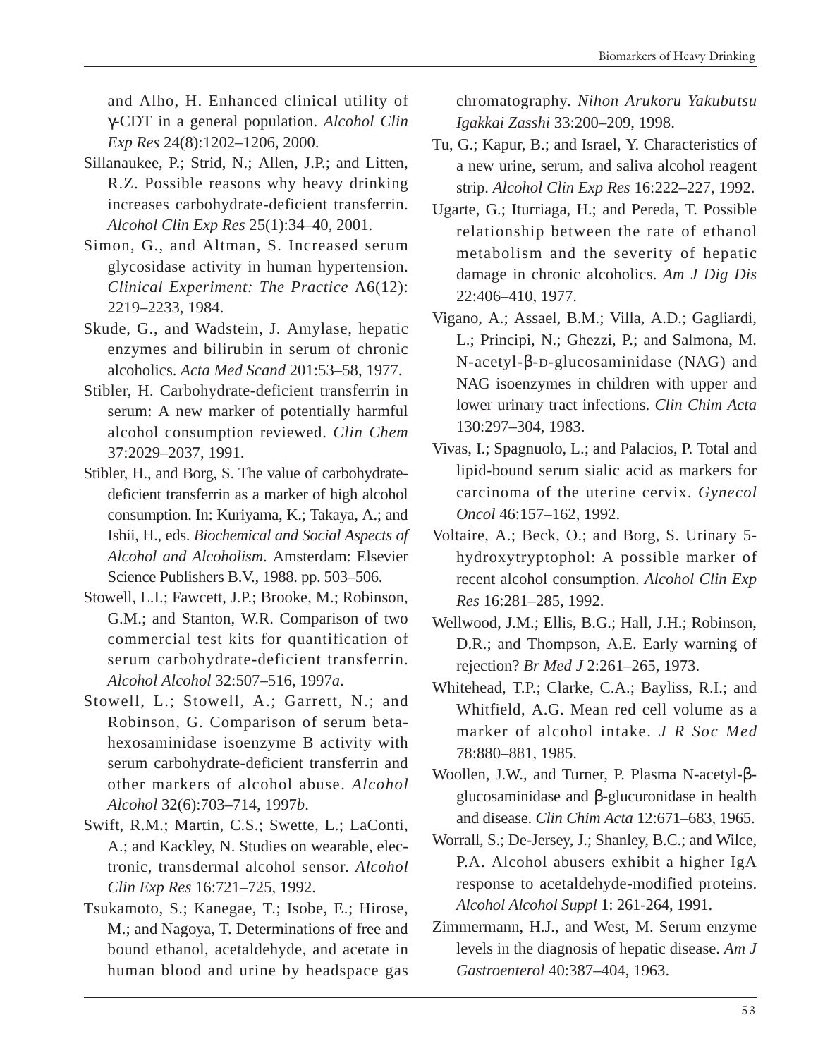and Alho, H. Enhanced clinical utility of γ-CDT in a general population. *Alcohol Clin Exp Res* 24(8):1202–1206, 2000.

Sillanaukee, P.; Strid, N.; Allen, J.P.; and Litten, R.Z. Possible reasons why heavy drinking increases carbohydrate-deficient transferrin. *Alcohol Clin Exp Res* 25(1):34–40, 2001.

Simon, G., and Altman, S. Increased serum glycosidase activity in human hypertension. *Clinical Experiment: The Practice* A6(12): 2219–2233, 1984.

Skude, G., and Wadstein, J. Amylase, hepatic enzymes and bilirubin in serum of chronic alcoholics. *Acta Med Scand* 201:53–58, 1977.

Stibler, H. Carbohydrate-deficient transferrin in serum: A new marker of potentially harmful alcohol consumption reviewed. *Clin Chem* 37:2029–2037, 1991.

Stibler, H., and Borg, S. The value of carbohydrate-deficient transferrin as a marker of high alcohol consumption. In: Kuriyama, K.; Takaya, A.; and Ishii, H., eds. *Biochemical and Social Aspects of Alcohol and Alcoholism*. Amsterdam: Elsevier Science Publishers B.V., 1988. pp. 503–506.

Stowell, L.I.; Fawcett, J.P.; Brooke, M.; Robinson, G.M.; and Stanton, W.R. Comparison of two commercial test kits for quantification of serum carbohydrate-deficient transferrin. *Alcohol Alcohol* 32:507–516, 1997*a*.

Stowell, L.; Stowell, A.; Garrett, N.; and Robinson, G. Comparison of serum beta-hexosaminidase isoenzyme B activity with serum carbohydrate-deficient transferrin and other markers of alcohol abuse. *Alcohol Alcohol* 32(6):703–714, 1997*b*.

Swift, R.M.; Martin, C.S.; Swette, L.; LaConti, A.; and Kackley, N. Studies on wearable, electronic, transdermal alcohol sensor. *Alcohol Clin Exp Res* 16:721–725, 1992.

Tsukamoto, S.; Kanegae, T.; Isobe, E.; Hirose, M.; and Nagoya, T. Determinations of free and bound ethanol, acetaldehyde, and acetate in human blood and urine by headspace gas chromatography. *Nihon Arukoru Yakubutsu Igakkai Zasshi* 33:200–209, 1998.

Tu, G.; Kapur, B.; and Israel, Y. Characteristics of a new urine, serum, and saliva alcohol reagent strip. *Alcohol Clin Exp Res* 16:222–227, 1992.

Ugarte, G.; Iturriaga, H.; and Pereda, T. Possible relationship between the rate of ethanol metabolism and the severity of hepatic damage in chronic alcoholics. *Am J Dig Dis* 22:406–410, 1977.

Vigano, A.; Assael, B.M.; Villa, A.D.; Gagliardi, L.; Principi, N.; Ghezzi, P.; and Salmona, M. N-acetyl-β-D-glucosaminidase (NAG) and NAG isoenzymes in children with upper and lower urinary tract infections. *Clin Chim Acta* 130:297–304, 1983.

Vivas, I.; Spagnuolo, L.; and Palacios, P. Total and lipid-bound serum sialic acid as markers for carcinoma of the uterine cervix. *Gynecol Oncol* 46:157–162, 1992.

Voltaire, A.; Beck, O.; and Borg, S. Urinary 5-hydroxytryptophol: A possible marker of recent alcohol consumption. *Alcohol Clin Exp Res* 16:281–285, 1992.

Wellwood, J.M.; Ellis, B.G.; Hall, J.H.; Robinson, D.R.; and Thompson, A.E. Early warning of rejection? *Br Med J* 2:261–265, 1973.

Whitehead, T.P.; Clarke, C.A.; Bayliss, R.I.; and Whitfield, A.G. Mean red cell volume as a marker of alcohol intake. *J R Soc Med* 78:880–881, 1985.

Woollen, J.W., and Turner, P. Plasma N-acetyl-β-glucosaminidase and β-glucuronidase in health and disease. *Clin Chim Acta* 12:671–683, 1965.

Worrall, S.; De-Jersey, J.; Shanley, B.C.; and Wilce, P.A. Alcohol abusers exhibit a higher IgA response to acetaldehyde-modified proteins. *Alcohol Alcohol Suppl* 1: 261-264, 1991.

Zimmermann, H.J., and West, M. Serum enzyme levels in the diagnosis of hepatic disease. *Am J Gastroenterol* 40:387–404, 1963.